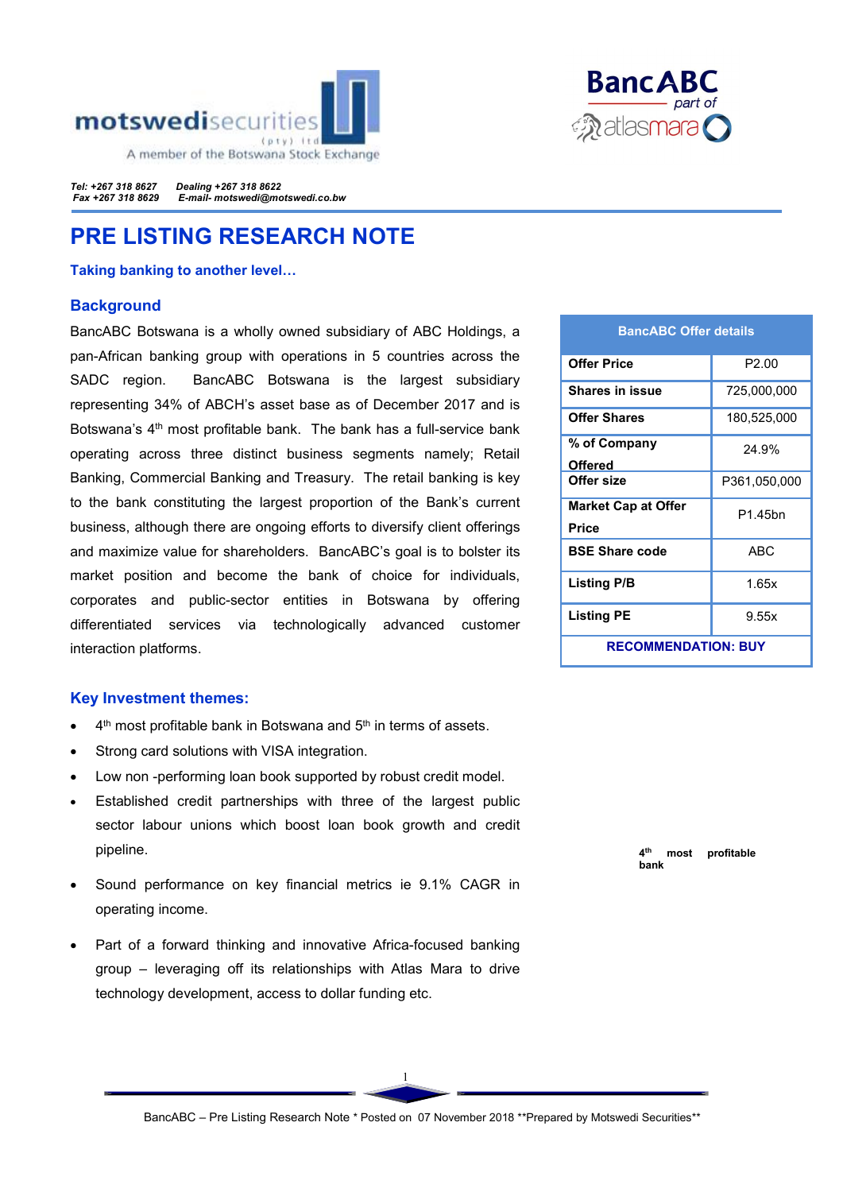motswedisecurities (pty) ltd
A member of the Botswana Stock Exchange

BancABC part of atlasmara

*Tel: +267 318 8627 Dealing +267 318 8622*
*Fax +267 318 8629 E-mail- motswedi@motswedi.co.bw*

# PRE LISTING RESEARCH NOTE

**Taking banking to another level…**

## Background

BancABC Botswana is a wholly owned subsidiary of ABC Holdings, a pan-African banking group with operations in 5 countries across the SADC region. BancABC Botswana is the largest subsidiary representing 34% of ABCH's asset base as of December 2017 and is Botswana's 4th most profitable bank. The bank has a full-service bank operating across three distinct business segments namely; Retail Banking, Commercial Banking and Treasury. The retail banking is key to the bank constituting the largest proportion of the Bank's current business, although there are ongoing efforts to diversify client offerings and maximize value for shareholders. BancABC's goal is to bolster its market position and become the bank of choice for individuals, corporates and public-sector entities in Botswana by offering differentiated services via technologically advanced customer interaction platforms.

| BancABC Offer details | |
|---|---|
| **Offer Price** | P2.00 |
| **Shares in issue** | 725,000,000 |
| **Offer Shares** | 180,525,000 |
| **% of Company Offered** | 24.9% |
| **Offer size** | P361,050,000 |
| **Market Cap at Offer Price** | P1.45bn |
| **BSE Share code** | ABC |
| **Listing P/B** | 1.65x |
| **Listing PE** | 9.55x |
| **RECOMMENDATION: BUY** | |

## Key Investment themes:

- 4th most profitable bank in Botswana and 5th in terms of assets.
- Strong card solutions with VISA integration.
- Low non -performing loan book supported by robust credit model.
- Established credit partnerships with three of the largest public sector labour unions which boost loan book growth and credit pipeline.
- Sound performance on key financial metrics ie 9.1% CAGR in operating income.
- Part of a forward thinking and innovative Africa-focused banking group – leveraging off its relationships with Atlas Mara to drive technology development, access to dollar funding etc.

**4th most profitable bank**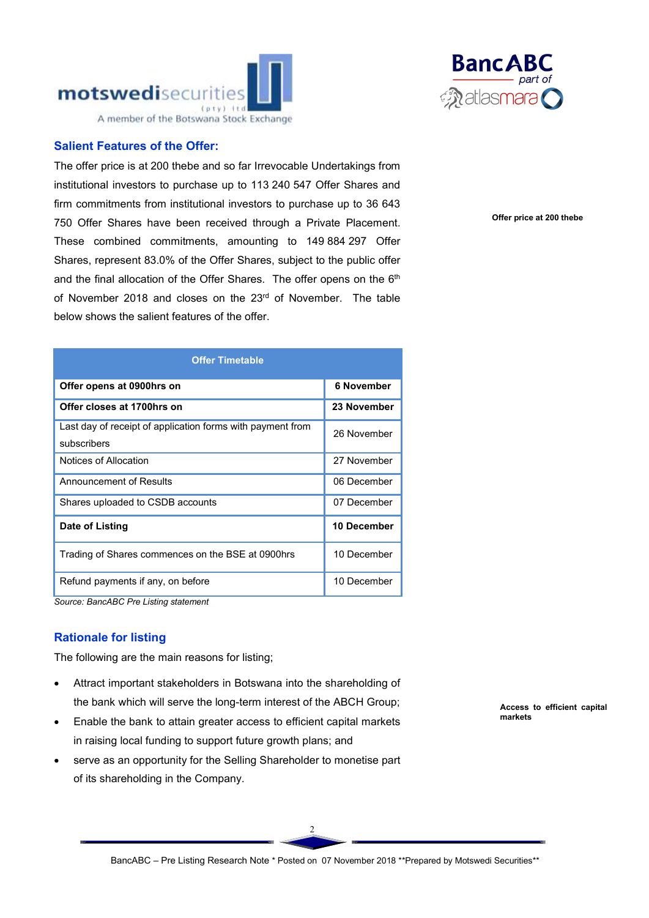## Salient Features of the Offer:

The offer price is at 200 thebe and so far Irrevocable Undertakings from institutional investors to purchase up to 113 240 547 Offer Shares and firm commitments from institutional investors to purchase up to 36 643 750 Offer Shares have been received through a Private Placement. These combined commitments, amounting to 149 884 297 Offer Shares, represent 83.0% of the Offer Shares, subject to the public offer and the final allocation of the Offer Shares. The offer opens on the 6th of November 2018 and closes on the 23rd of November. The table below shows the salient features of the offer.

**Offer price at 200 thebe**

| Offer Timetable | |
|---|---|
| **Offer opens at 0900hrs on** | **6 November** |
| **Offer closes at 1700hrs on** | **23 November** |
| Last day of receipt of application forms with payment from subscribers | 26 November |
| Notices of Allocation | 27 November |
| Announcement of Results | 06 December |
| Shares uploaded to CSDB accounts | 07 December |
| **Date of Listing** | **10 December** |
| Trading of Shares commences on the BSE at 0900hrs | 10 December |
| Refund payments if any, on before | 10 December |

*Source: BancABC Pre Listing statement*

## Rationale for listing

The following are the main reasons for listing;

- Attract important stakeholders in Botswana into the shareholding of the bank which will serve the long-term interest of the ABCH Group;
- Enable the bank to attain greater access to efficient capital markets in raising local funding to support future growth plans; and
- serve as an opportunity for the Selling Shareholder to monetise part of its shareholding in the Company.

**Access to efficient capital markets**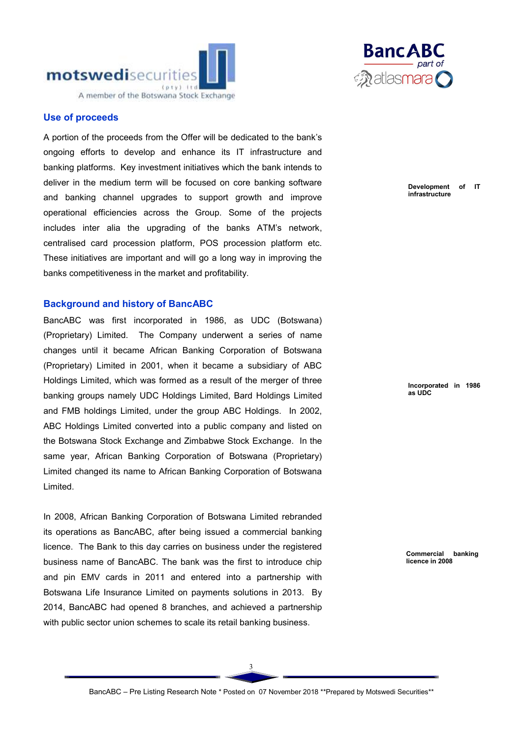## Use of proceeds

A portion of the proceeds from the Offer will be dedicated to the bank's ongoing efforts to develop and enhance its IT infrastructure and banking platforms. Key investment initiatives which the bank intends to deliver in the medium term will be focused on core banking software and banking channel upgrades to support growth and improve operational efficiencies across the Group. Some of the projects includes inter alia the upgrading of the banks ATM's network, centralised card procession platform, POS procession platform etc. These initiatives are important and will go a long way in improving the banks competitiveness in the market and profitability.

**Development of IT infrastructure**

## Background and history of BancABC

BancABC was first incorporated in 1986, as UDC (Botswana) (Proprietary) Limited. The Company underwent a series of name changes until it became African Banking Corporation of Botswana (Proprietary) Limited in 2001, when it became a subsidiary of ABC Holdings Limited, which was formed as a result of the merger of three banking groups namely UDC Holdings Limited, Bard Holdings Limited and FMB holdings Limited, under the group ABC Holdings. In 2002, ABC Holdings Limited converted into a public company and listed on the Botswana Stock Exchange and Zimbabwe Stock Exchange. In the same year, African Banking Corporation of Botswana (Proprietary) Limited changed its name to African Banking Corporation of Botswana Limited.

**Incorporated in 1986 as UDC**

In 2008, African Banking Corporation of Botswana Limited rebranded its operations as BancABC, after being issued a commercial banking licence. The Bank to this day carries on business under the registered business name of BancABC. The bank was the first to introduce chip and pin EMV cards in 2011 and entered into a partnership with Botswana Life Insurance Limited on payments solutions in 2013. By 2014, BancABC had opened 8 branches, and achieved a partnership with public sector union schemes to scale its retail banking business.

**Commercial banking licence in 2008**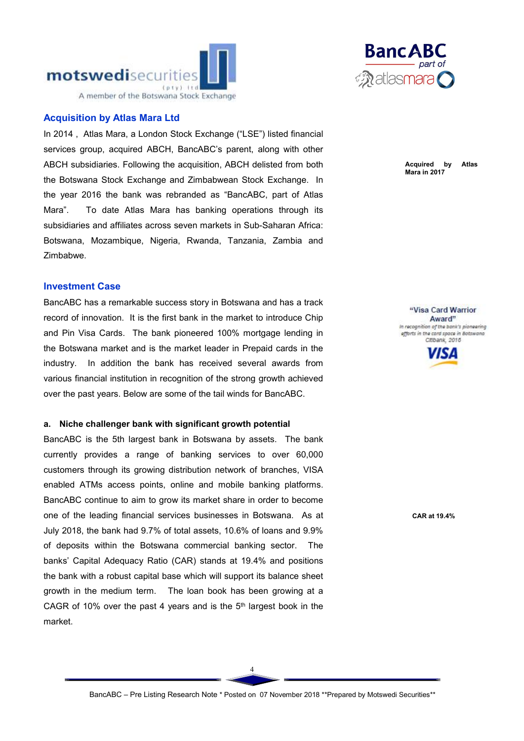## Acquisition by Atlas Mara Ltd

In 2014 , Atlas Mara, a London Stock Exchange ("LSE") listed financial services group, acquired ABCH, BancABC's parent, along with other ABCH subsidiaries. Following the acquisition, ABCH delisted from both the Botswana Stock Exchange and Zimbabwean Stock Exchange. In the year 2016 the bank was rebranded as "BancABC, part of Atlas Mara". To date Atlas Mara has banking operations through its subsidiaries and affiliates across seven markets in Sub-Saharan Africa: Botswana, Mozambique, Nigeria, Rwanda, Tanzania, Zambia and Zimbabwe.

**Acquired by Atlas Mara in 2017**

## Investment Case

BancABC has a remarkable success story in Botswana and has a track record of innovation. It is the first bank in the market to introduce Chip and Pin Visa Cards. The bank pioneered 100% mortgage lending in the Botswana market and is the market leader in Prepaid cards in the industry. In addition the bank has received several awards from various financial institution in recognition of the strong growth achieved over the past years. Below are some of the tail winds for BancABC.

"Visa Card Warrior Award"
*In recognition of the bank's pioneering efforts in the card space in Botswana*
Citibank, 2016

**a. Niche challenger bank with significant growth potential**

BancABC is the 5th largest bank in Botswana by assets. The bank currently provides a range of banking services to over 60,000 customers through its growing distribution network of branches, VISA enabled ATMs access points, online and mobile banking platforms. BancABC continue to aim to grow its market share in order to become one of the leading financial services businesses in Botswana. As at July 2018, the bank had 9.7% of total assets, 10.6% of loans and 9.9% of deposits within the Botswana commercial banking sector. The banks' Capital Adequacy Ratio (CAR) stands at 19.4% and positions the bank with a robust capital base which will support its balance sheet growth in the medium term. The loan book has been growing at a CAGR of 10% over the past 4 years and is the 5th largest book in the market.

**CAR at 19.4%**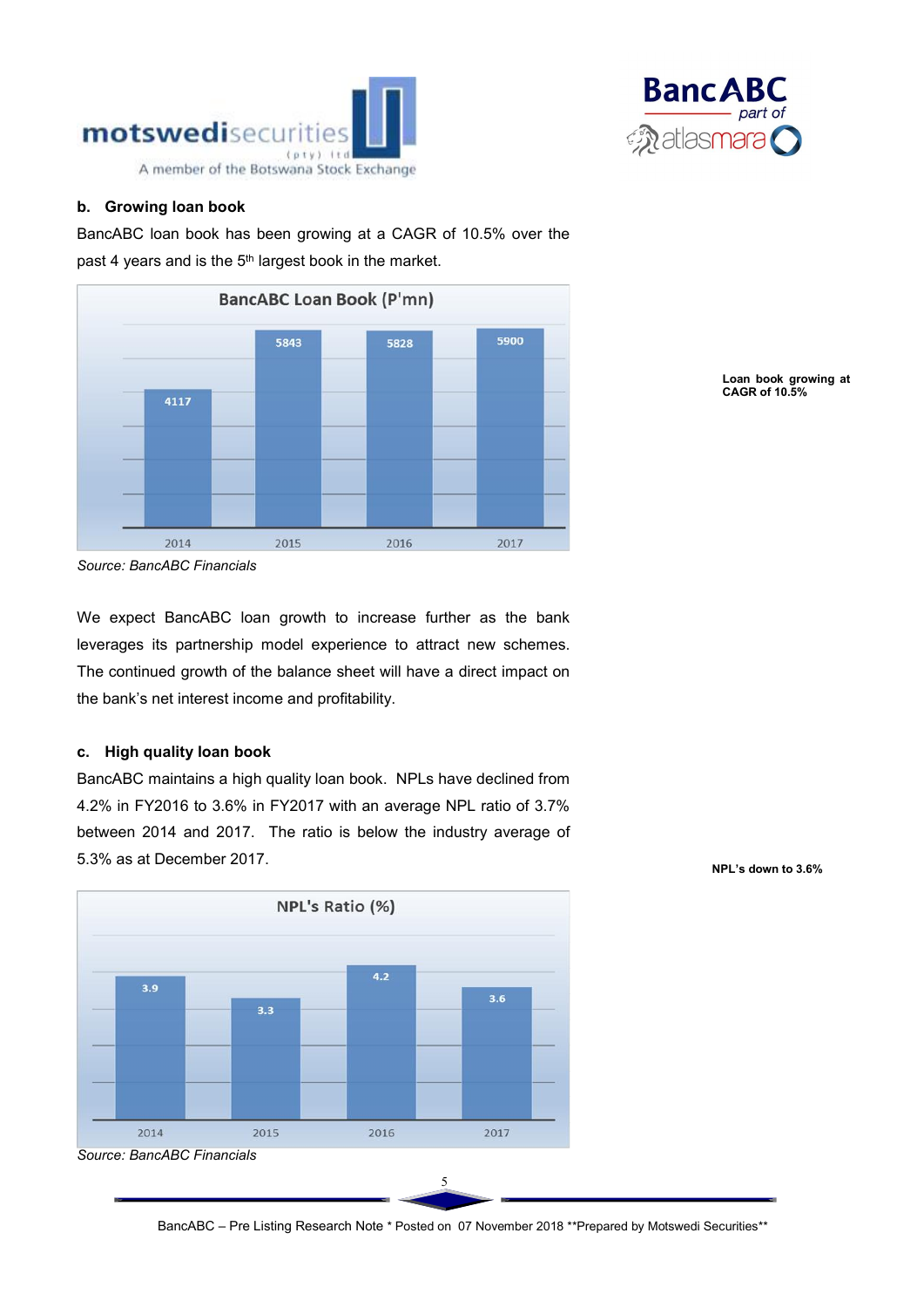**b. Growing loan book**

BancABC loan book has been growing at a CAGR of 10.5% over the past 4 years and is the 5th largest book in the market.

**Loan book growing at CAGR of 10.5%**

**BancABC Loan Book (P'mn)**

| Year | Loan Book (P'mn) |
| --- | --- |
| 2014 | 4117 |
| 2015 | 5843 |
| 2016 | 5828 |
| 2017 | 5900 |

*Source: BancABC Financials*

We expect BancABC loan growth to increase further as the bank leverages its partnership model experience to attract new schemes. The continued growth of the balance sheet will have a direct impact on the bank's net interest income and profitability.

**c. High quality loan book**

BancABC maintains a high quality loan book. NPLs have declined from 4.2% in FY2016 to 3.6% in FY2017 with an average NPL ratio of 3.7% between 2014 and 2017. The ratio is below the industry average of 5.3% as at December 2017.

**NPL's down to 3.6%**

**NPL's Ratio (%)**

| Year | NPL's Ratio (%) |
| --- | --- |
| 2014 | 3.9 |
| 2015 | 3.3 |
| 2016 | 4.2 |
| 2017 | 3.6 |

*Source: BancABC Financials*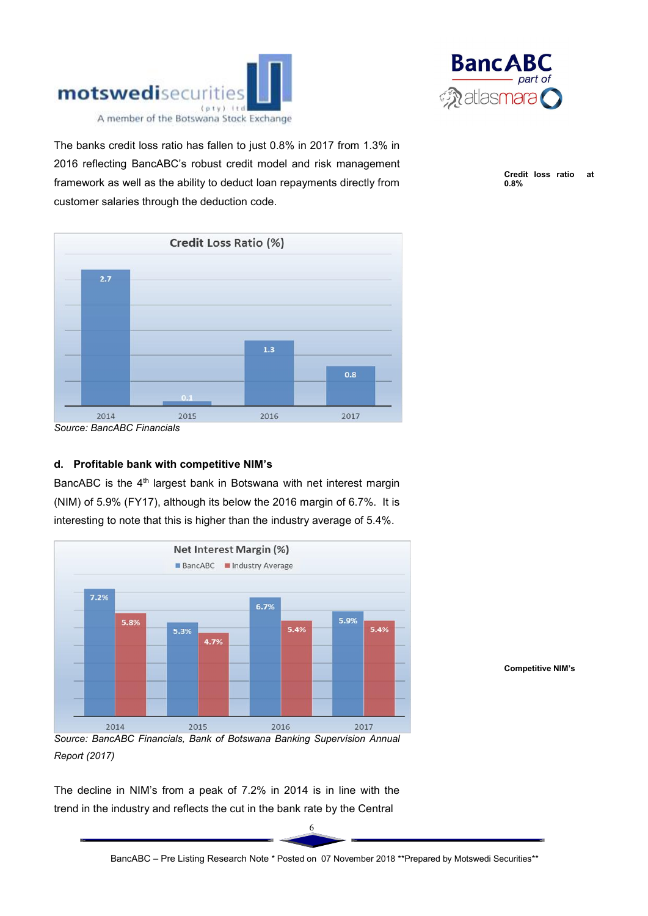The banks credit loss ratio has fallen to just 0.8% in 2017 from 1.3% in 2016 reflecting BancABC's robust credit model and risk management framework as well as the ability to deduct loan repayments directly from customer salaries through the deduction code.

**Credit loss ratio at 0.8%**

**Credit Loss Ratio (%)**

| Year | Credit Loss Ratio (%) |
|---|---|
| 2014 | 2.7 |
| 2015 | 0.1 |
| 2016 | 1.3 |
| 2017 | 0.8 |

*Source: BancABC Financials*

### d. Profitable bank with competitive NIM's

BancABC is the 4th largest bank in Botswana with net interest margin (NIM) of 5.9% (FY17), although its below the 2016 margin of 6.7%. It is interesting to note that this is higher than the industry average of 5.4%.

**Competitive NIM's**

**Net Interest Margin (%)**

| Year | BancABC | Industry Average |
|---|---|---|
| 2014 | 7.2% | 5.8% |
| 2015 | 5.3% | 4.7% |
| 2016 | 6.7% | 5.4% |
| 2017 | 5.9% | 5.4% |

*Source: BancABC Financials, Bank of Botswana Banking Supervision Annual Report (2017)*

The decline in NIM's from a peak of 7.2% in 2014 is in line with the trend in the industry and reflects the cut in the bank rate by the Central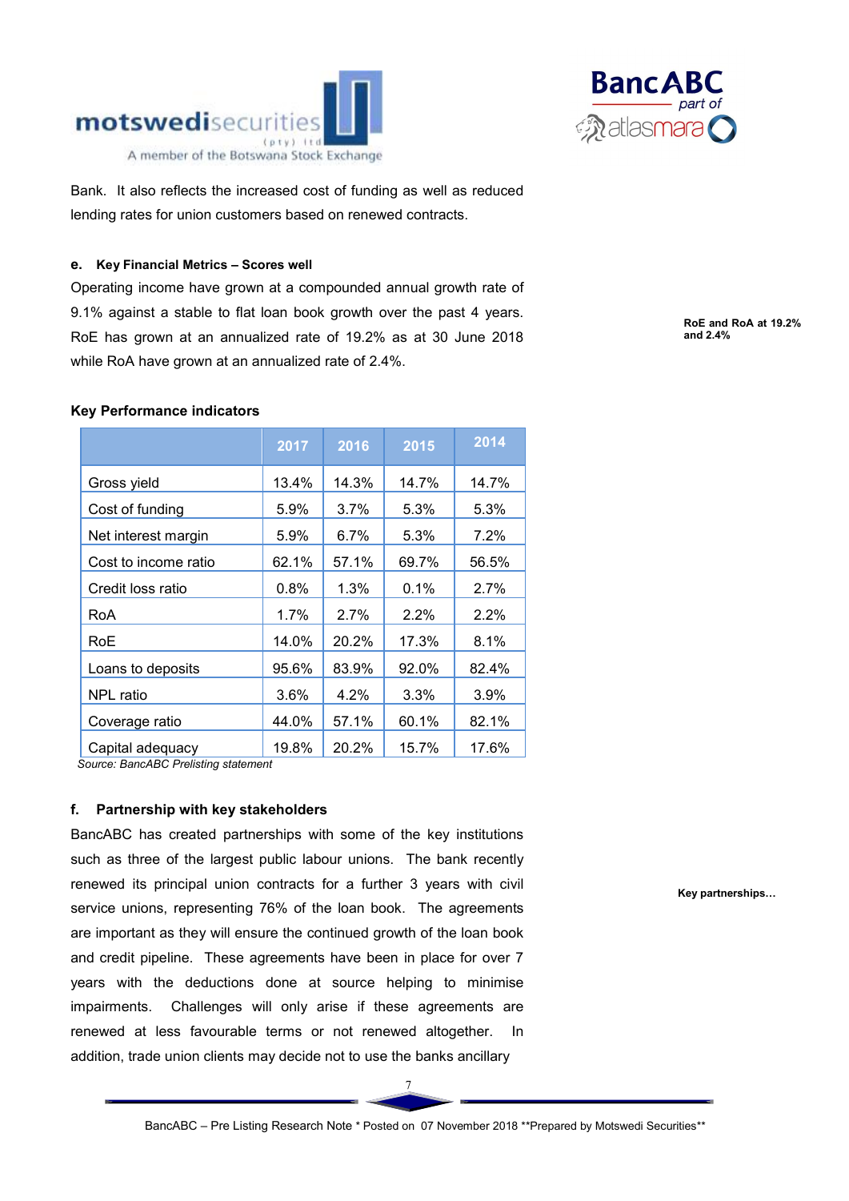Bank. It also reflects the increased cost of funding as well as reduced lending rates for union customers based on renewed contracts.

**e. Key Financial Metrics – Scores well**

Operating income have grown at a compounded annual growth rate of 9.1% against a stable to flat loan book growth over the past 4 years. RoE has grown at an annualized rate of 19.2% as at 30 June 2018 while RoA have grown at an annualized rate of 2.4%.

**RoE and RoA at 19.2% and 2.4%**

**Key Performance indicators**

| | 2017 | 2016 | 2015 | 2014 |
|---|---|---|---|---|
| Gross yield | 13.4% | 14.3% | 14.7% | 14.7% |
| Cost of funding | 5.9% | 3.7% | 5.3% | 5.3% |
| Net interest margin | 5.9% | 6.7% | 5.3% | 7.2% |
| Cost to income ratio | 62.1% | 57.1% | 69.7% | 56.5% |
| Credit loss ratio | 0.8% | 1.3% | 0.1% | 2.7% |
| RoA | 1.7% | 2.7% | 2.2% | 2.2% |
| RoE | 14.0% | 20.2% | 17.3% | 8.1% |
| Loans to deposits | 95.6% | 83.9% | 92.0% | 82.4% |
| NPL ratio | 3.6% | 4.2% | 3.3% | 3.9% |
| Coverage ratio | 44.0% | 57.1% | 60.1% | 82.1% |
| Capital adequacy | 19.8% | 20.2% | 15.7% | 17.6% |

*Source: BancABC Prelisting statement*

**f. Partnership with key stakeholders**

BancABC has created partnerships with some of the key institutions such as three of the largest public labour unions. The bank recently renewed its principal union contracts for a further 3 years with civil service unions, representing 76% of the loan book. The agreements are important as they will ensure the continued growth of the loan book and credit pipeline. These agreements have been in place for over 7 years with the deductions done at source helping to minimise impairments. Challenges will only arise if these agreements are renewed at less favourable terms or not renewed altogether. In addition, trade union clients may decide not to use the banks ancillary

**Key partnerships…**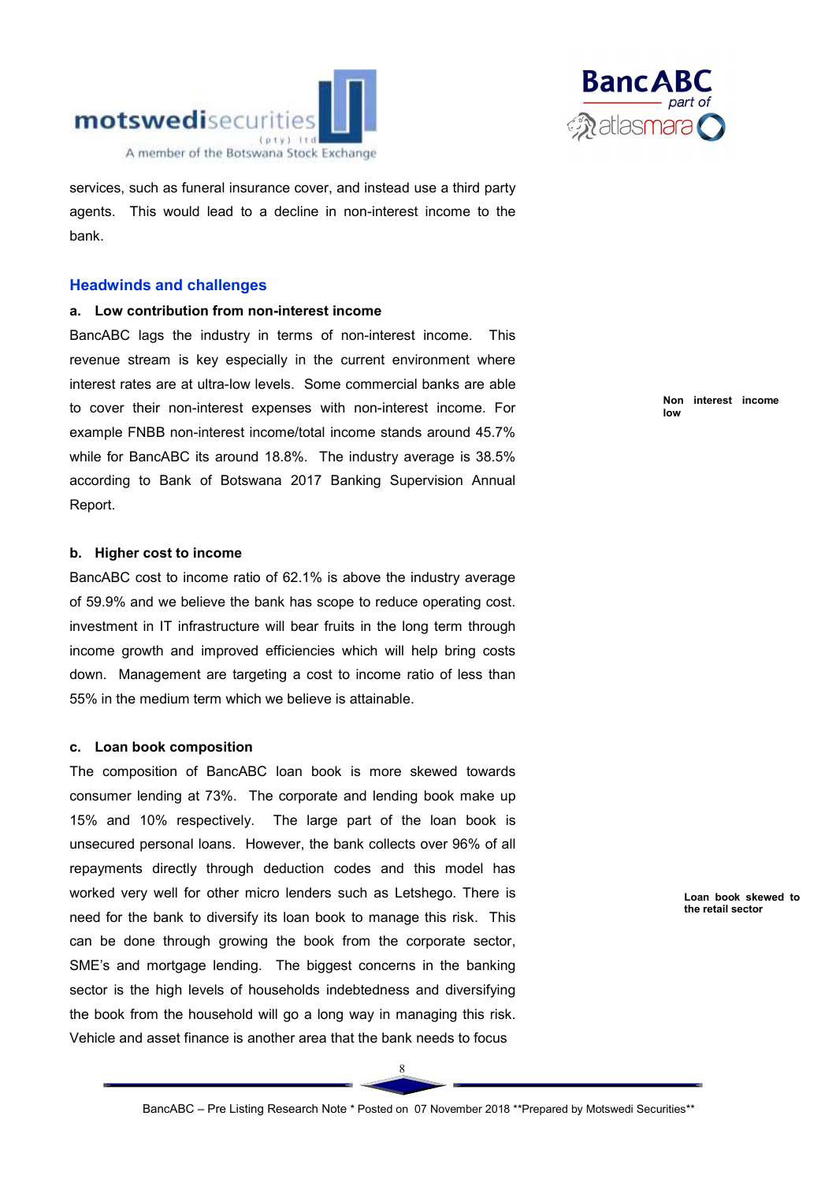services, such as funeral insurance cover, and instead use a third party agents. This would lead to a decline in non-interest income to the bank.

## Headwinds and challenges

### a. Low contribution from non-interest income

**Non interest income low**

BancABC lags the industry in terms of non-interest income. This revenue stream is key especially in the current environment where interest rates are at ultra-low levels. Some commercial banks are able to cover their non-interest expenses with non-interest income. For example FNBB non-interest income/total income stands around 45.7% while for BancABC its around 18.8%. The industry average is 38.5% according to Bank of Botswana 2017 Banking Supervision Annual Report.

### b. Higher cost to income

BancABC cost to income ratio of 62.1% is above the industry average of 59.9% and we believe the bank has scope to reduce operating cost. investment in IT infrastructure will bear fruits in the long term through income growth and improved efficiencies which will help bring costs down. Management are targeting a cost to income ratio of less than 55% in the medium term which we believe is attainable.

### c. Loan book composition

**Loan book skewed to the retail sector**

The composition of BancABC loan book is more skewed towards consumer lending at 73%. The corporate and lending book make up 15% and 10% respectively. The large part of the loan book is unsecured personal loans. However, the bank collects over 96% of all repayments directly through deduction codes and this model has worked very well for other micro lenders such as Letshego. There is need for the bank to diversify its loan book to manage this risk. This can be done through growing the book from the corporate sector, SME's and mortgage lending. The biggest concerns in the banking sector is the high levels of households indebtedness and diversifying the book from the household will go a long way in managing this risk. Vehicle and asset finance is another area that the bank needs to focus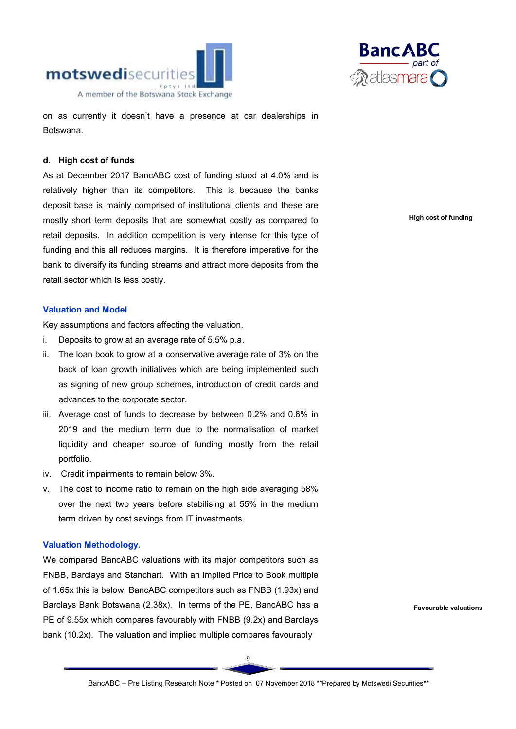on as currently it doesn't have a presence at car dealerships in Botswana.

**d. High cost of funds**

As at December 2017 BancABC cost of funding stood at 4.0% and is relatively higher than its competitors. This is because the banks deposit base is mainly comprised of institutional clients and these are mostly short term deposits that are somewhat costly as compared to retail deposits. In addition competition is very intense for this type of funding and this all reduces margins. It is therefore imperative for the bank to diversify its funding streams and attract more deposits from the retail sector which is less costly.

**High cost of funding**

## Valuation and Model

Key assumptions and factors affecting the valuation.

i. Deposits to grow at an average rate of 5.5% p.a.

ii. The loan book to grow at a conservative average rate of 3% on the back of loan growth initiatives which are being implemented such as signing of new group schemes, introduction of credit cards and advances to the corporate sector.

iii. Average cost of funds to decrease by between 0.2% and 0.6% in 2019 and the medium term due to the normalisation of market liquidity and cheaper source of funding mostly from the retail portfolio.

iv. Credit impairments to remain below 3%.

v. The cost to income ratio to remain on the high side averaging 58% over the next two years before stabilising at 55% in the medium term driven by cost savings from IT investments.

## Valuation Methodology.

We compared BancABC valuations with its major competitors such as FNBB, Barclays and Stanchart. With an implied Price to Book multiple of 1.65x this is below BancABC competitors such as FNBB (1.93x) and Barclays Bank Botswana (2.38x). In terms of the PE, BancABC has a PE of 9.55x which compares favourably with FNBB (9.2x) and Barclays bank (10.2x). The valuation and implied multiple compares favourably

**Favourable valuations**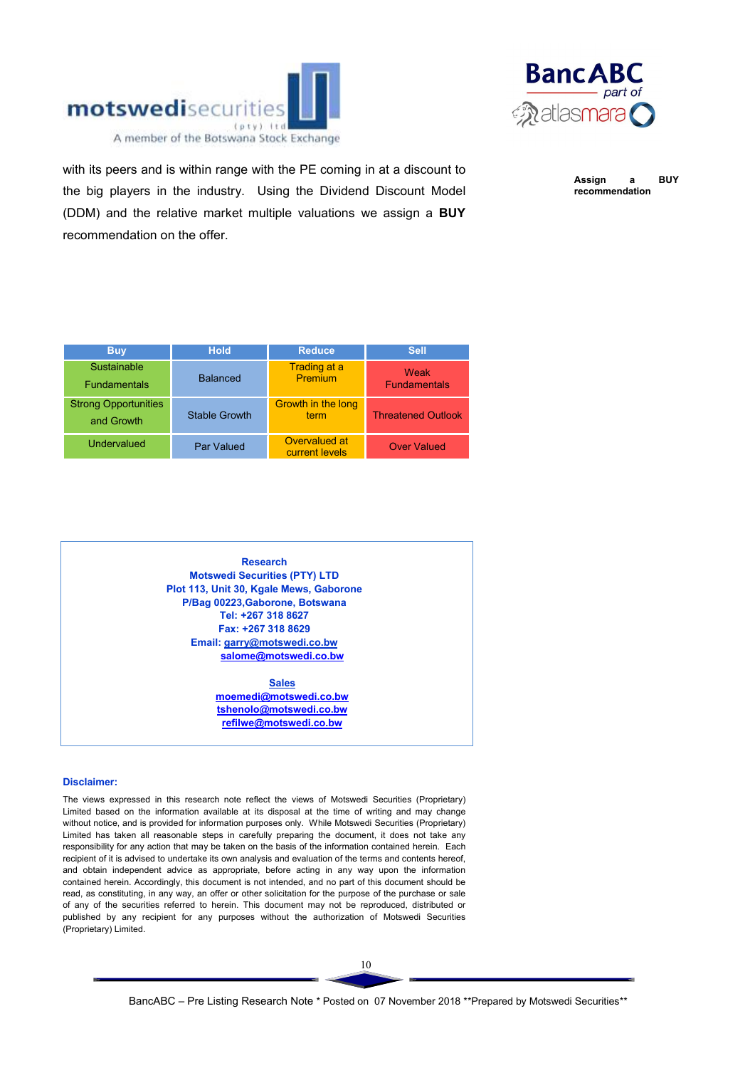with its peers and is within range with the PE coming in at a discount to the big players in the industry. Using the Dividend Discount Model (DDM) and the relative market multiple valuations we assign a **BUY** recommendation on the offer.

**Assign a BUY recommendation**

| Buy | Hold | Reduce | Sell |
|---|---|---|---|
| Sustainable Fundamentals | Balanced | Trading at a Premium | Weak Fundamentals |
| Strong Opportunities and Growth | Stable Growth | Growth in the long term | Threatened Outlook |
| Undervalued | Par Valued | Overvalued at current levels | Over Valued |

**Research**
**Motswedi Securities (PTY) LTD**
**Plot 113, Unit 30, Kgale Mews, Gaborone**
**P/Bag 00223,Gaborone, Botswana**
**Tel: +267 318 8627**
**Fax: +267 318 8629**
**Email: garry@motswedi.co.bw**
**salome@motswedi.co.bw**

**Sales**
**moemedi@motswedi.co.bw**
**tshenolo@motswedi.co.bw**
**refilwe@motswedi.co.bw**

**Disclaimer:**

The views expressed in this research note reflect the views of Motswedi Securities (Proprietary) Limited based on the information available at its disposal at the time of writing and may change without notice, and is provided for information purposes only. While Motswedi Securities (Proprietary) Limited has taken all reasonable steps in carefully preparing the document, it does not take any responsibility for any action that may be taken on the basis of the information contained herein. Each recipient of it is advised to undertake its own analysis and evaluation of the terms and contents hereof, and obtain independent advice as appropriate, before acting in any way upon the information contained herein. Accordingly, this document is not intended, and no part of this document should be read, as constituting, in any way, an offer or other solicitation for the purpose of the purchase or sale of any of the securities referred to herein. This document may not be reproduced, distributed or published by any recipient for any purposes without the authorization of Motswedi Securities (Proprietary) Limited.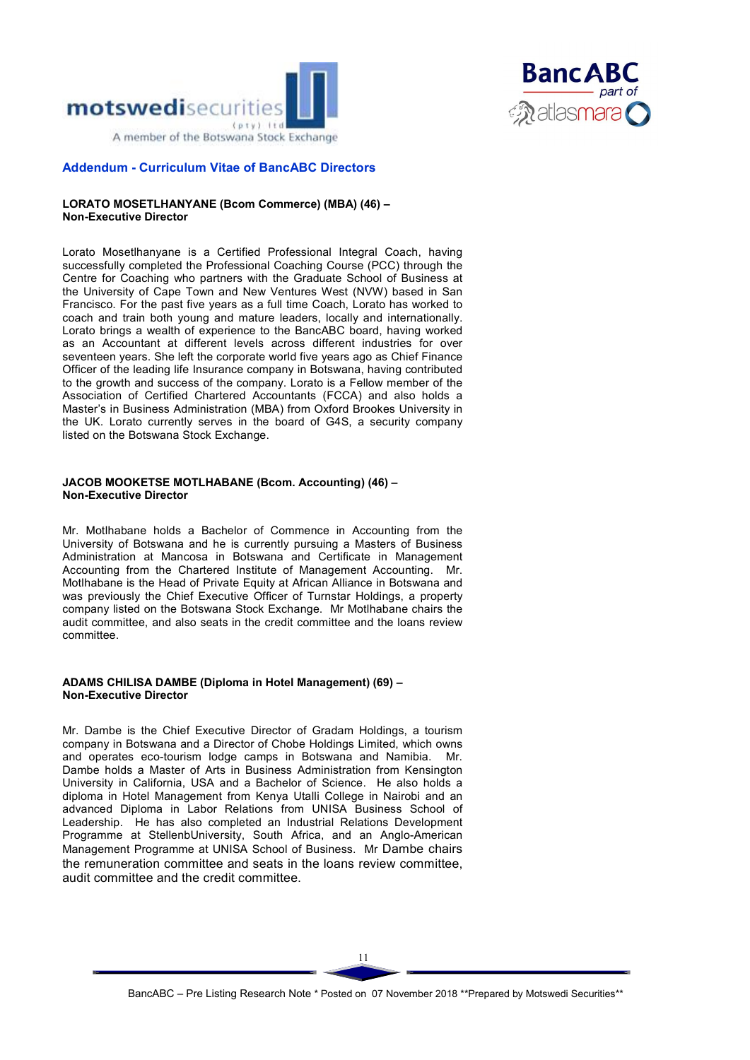## Addendum - Curriculum Vitae of BancABC Directors

**LORATO MOSETLHANYANE (Bcom Commerce) (MBA) (46) – Non-Executive Director**

Lorato Mosetlhanyane is a Certified Professional Integral Coach, having successfully completed the Professional Coaching Course (PCC) through the Centre for Coaching who partners with the Graduate School of Business at the University of Cape Town and New Ventures West (NVW) based in San Francisco. For the past five years as a full time Coach, Lorato has worked to coach and train both young and mature leaders, locally and internationally. Lorato brings a wealth of experience to the BancABC board, having worked as an Accountant at different levels across different industries for over seventeen years. She left the corporate world five years ago as Chief Finance Officer of the leading life Insurance company in Botswana, having contributed to the growth and success of the company. Lorato is a Fellow member of the Association of Certified Chartered Accountants (FCCA) and also holds a Master's in Business Administration (MBA) from Oxford Brookes University in the UK. Lorato currently serves in the board of G4S, a security company listed on the Botswana Stock Exchange.

**JACOB MOOKETSE MOTLHABANE (Bcom. Accounting) (46) – Non-Executive Director**

Mr. Motlhabane holds a Bachelor of Commerce in Accounting from the University of Botswana and he is currently pursuing a Masters of Business Administration at Mancosa in Botswana and Certificate in Management Accounting from the Chartered Institute of Management Accounting. Mr. Motlhabane is the Head of Private Equity at African Alliance in Botswana and was previously the Chief Executive Officer of Turnstar Holdings, a property company listed on the Botswana Stock Exchange. Mr Motlhabane chairs the audit committee, and also seats in the credit committee and the loans review committee.

**ADAMS CHILISA DAMBE (Diploma in Hotel Management) (69) – Non-Executive Director**

Mr. Dambe is the Chief Executive Director of Gradam Holdings, a tourism company in Botswana and a Director of Chobe Holdings Limited, which owns and operates eco-tourism lodge camps in Botswana and Namibia. Mr. Dambe holds a Master of Arts in Business Administration from Kensington University in California, USA and a Bachelor of Science. He also holds a diploma in Hotel Management from Kenya Utalli College in Nairobi and an advanced Diploma in Labor Relations from UNISA Business School of Leadership. He has also completed an Industrial Relations Development Programme at StellenbUniversity, South Africa, and an Anglo-American Management Programme at UNISA School of Business. Mr Dambe chairs the remuneration committee and seats in the loans review committee, audit committee and the credit committee.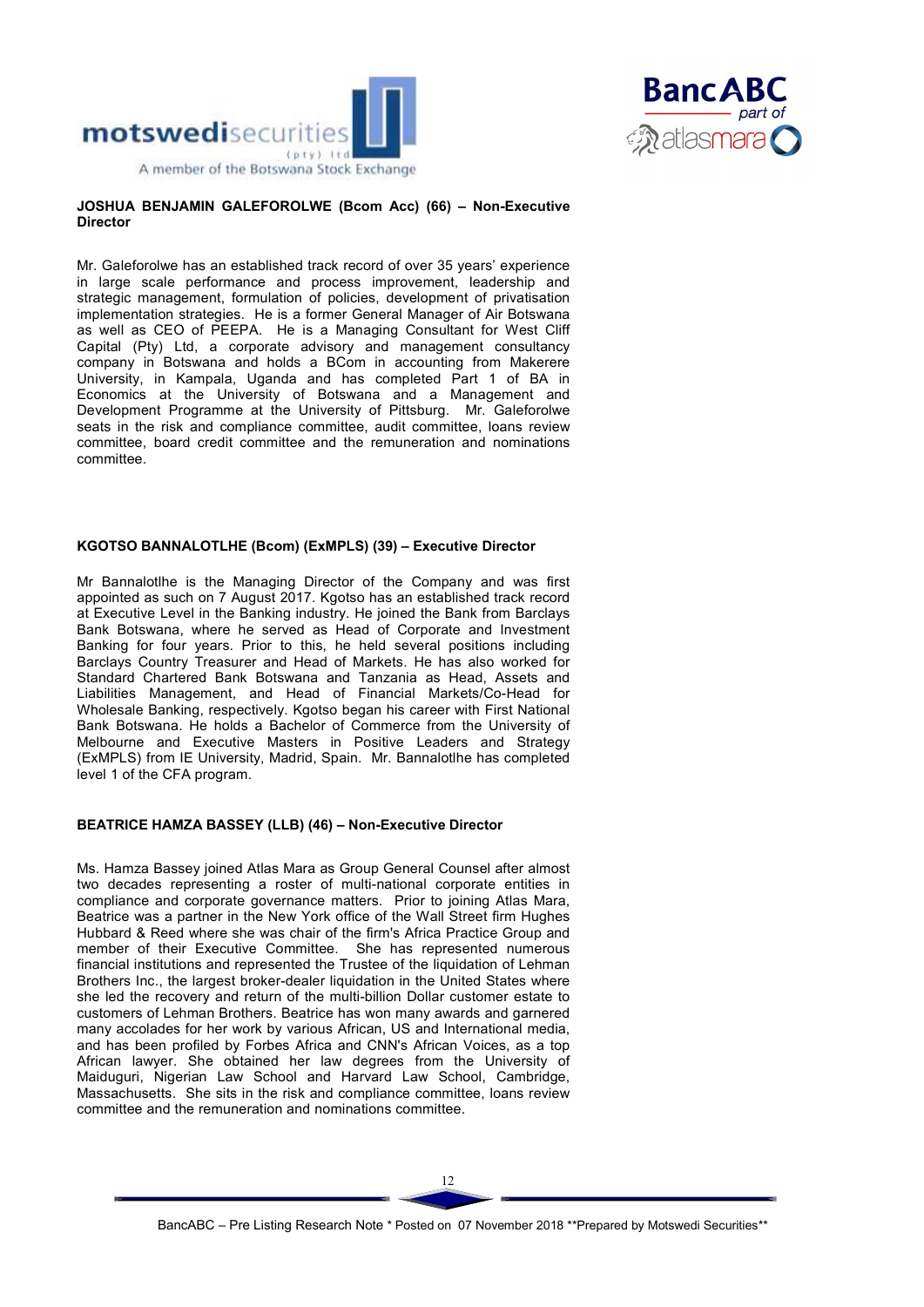**JOSHUA BENJAMIN GALEFOROLWE (Bcom Acc) (66) – Non-Executive Director**

Mr. Galeforolwe has an established track record of over 35 years' experience in large scale performance and process improvement, leadership and strategic management, formulation of policies, development of privatisation implementation strategies. He is a former General Manager of Air Botswana as well as CEO of PEEPA. He is a Managing Consultant for West Cliff Capital (Pty) Ltd, a corporate advisory and management consultancy company in Botswana and holds a BCom in accounting from Makerere University, in Kampala, Uganda and has completed Part 1 of BA in Economics at the University of Botswana and a Management and Development Programme at the University of Pittsburg. Mr. Galeforolwe seats in the risk and compliance committee, audit committee, loans review committee, board credit committee and the remuneration and nominations committee.

**KGOTSO BANNALOTLHE (Bcom) (ExMPLS) (39) – Executive Director**

Mr Bannalotlhe is the Managing Director of the Company and was first appointed as such on 7 August 2017. Kgotso has an established track record at Executive Level in the Banking industry. He joined the Bank from Barclays Bank Botswana, where he served as Head of Corporate and Investment Banking for four years. Prior to this, he held several positions including Barclays Country Treasurer and Head of Markets. He has also worked for Standard Chartered Bank Botswana and Tanzania as Head, Assets and Liabilities Management, and Head of Financial Markets/Co-Head for Wholesale Banking, respectively. Kgotso began his career with First National Bank Botswana. He holds a Bachelor of Commerce from the University of Melbourne and Executive Masters in Positive Leaders and Strategy (ExMPLS) from IE University, Madrid, Spain. Mr. Bannalotlhe has completed level 1 of the CFA program.

**BEATRICE HAMZA BASSEY (LLB) (46) – Non-Executive Director**

Ms. Hamza Bassey joined Atlas Mara as Group General Counsel after almost two decades representing a roster of multi-national corporate entities in compliance and corporate governance matters. Prior to joining Atlas Mara, Beatrice was a partner in the New York office of the Wall Street firm Hughes Hubbard & Reed where she was chair of the firm's Africa Practice Group and member of their Executive Committee. She has represented numerous financial institutions and represented the Trustee of the liquidation of Lehman Brothers Inc., the largest broker-dealer liquidation in the United States where she led the recovery and return of the multi-billion Dollar customer estate to customers of Lehman Brothers. Beatrice has won many awards and garnered many accolades for her work by various African, US and International media, and has been profiled by Forbes Africa and CNN's African Voices, as a top African lawyer. She obtained her law degrees from the University of Maiduguri, Nigerian Law School and Harvard Law School, Cambridge, Massachusetts. She sits in the risk and compliance committee, loans review committee and the remuneration and nominations committee.